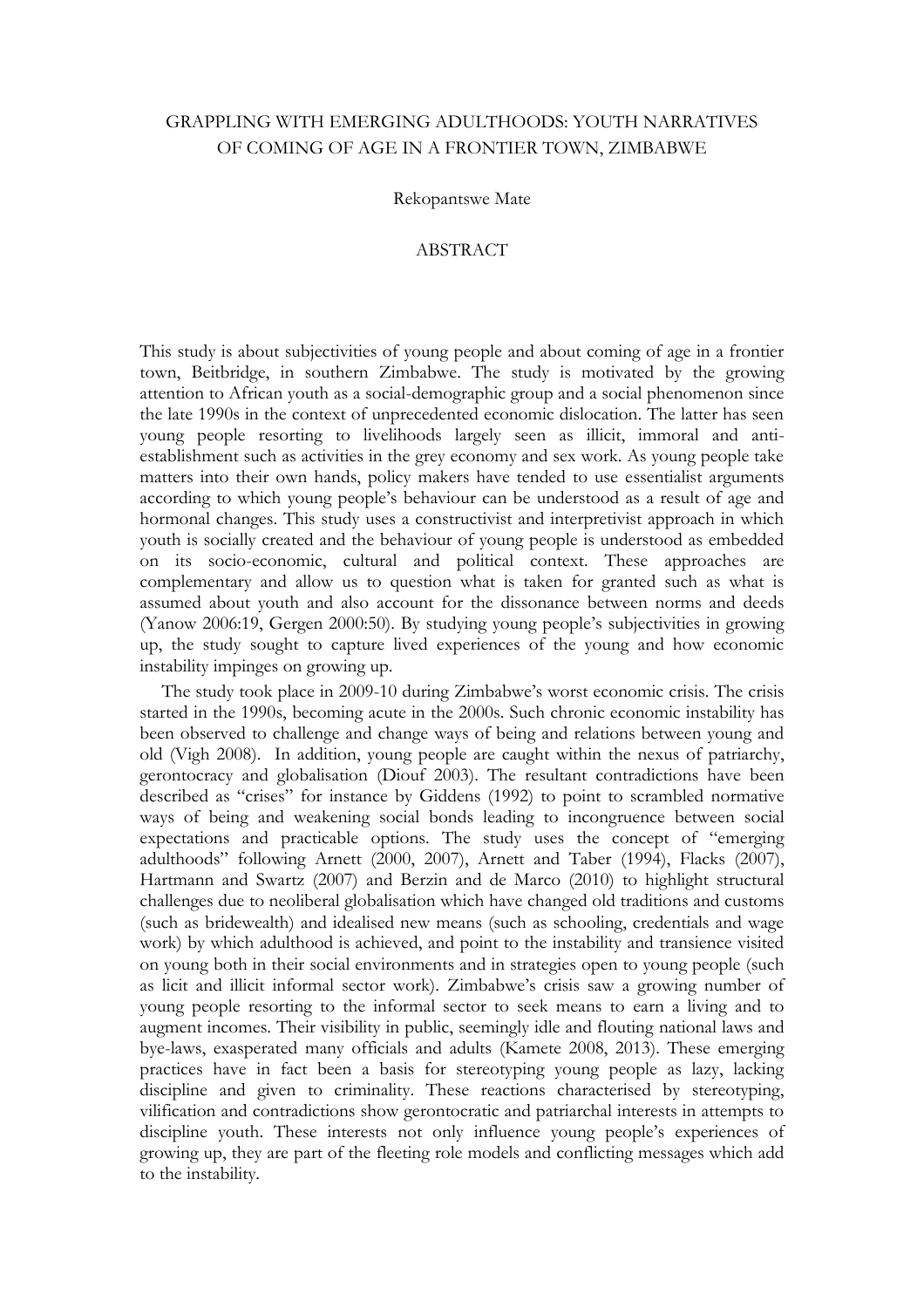# GRAPPLING WITH EMERGING ADULTHOODS: YOUTH NARRATIVES OF COMING OF AGE IN A FRONTIER TOWN, ZIMBABWE

Rekopantswe Mate

## ABSTRACT

This study is about subjectivities of young people and about coming of age in a frontier town, Beitbridge, in southern Zimbabwe. The study is motivated by the growing attention to African youth as a social-demographic group and a social phenomenon since the late 1990s in the context of unprecedented economic dislocation. The latter has seen young people resorting to livelihoods largely seen as illicit, immoral and anti-establishment such as activities in the grey economy and sex work. As young people take matters into their own hands, policy makers have tended to use essentialist arguments according to which young people's behaviour can be understood as a result of age and hormonal changes. This study uses a constructivist and interpretivist approach in which youth is socially created and the behaviour of young people is understood as embedded on its socio-economic, cultural and political context. These approaches are complementary and allow us to question what is taken for granted such as what is assumed about youth and also account for the dissonance between norms and deeds (Yanow 2006:19, Gergen 2000:50). By studying young people's subjectivities in growing up, the study sought to capture lived experiences of the young and how economic instability impinges on growing up.

The study took place in 2009-10 during Zimbabwe's worst economic crisis. The crisis started in the 1990s, becoming acute in the 2000s. Such chronic economic instability has been observed to challenge and change ways of being and relations between young and old (Vigh 2008). In addition, young people are caught within the nexus of patriarchy, gerontocracy and globalisation (Diouf 2003). The resultant contradictions have been described as "crises" for instance by Giddens (1992) to point to scrambled normative ways of being and weakening social bonds leading to incongruence between social expectations and practicable options. The study uses the concept of "emerging adulthoods" following Arnett (2000, 2007), Arnett and Taber (1994), Flacks (2007), Hartmann and Swartz (2007) and Berzin and de Marco (2010) to highlight structural challenges due to neoliberal globalisation which have changed old traditions and customs (such as bridewealth) and idealised new means (such as schooling, credentials and wage work) by which adulthood is achieved, and point to the instability and transience visited on young both in their social environments and in strategies open to young people (such as licit and illicit informal sector work). Zimbabwe's crisis saw a growing number of young people resorting to the informal sector to seek means to earn a living and to augment incomes. Their visibility in public, seemingly idle and flouting national laws and bye-laws, exasperated many officials and adults (Kamete 2008, 2013). These emerging practices have in fact been a basis for stereotyping young people as lazy, lacking discipline and given to criminality. These reactions characterised by stereotyping, vilification and contradictions show gerontocratic and patriarchal interests in attempts to discipline youth. These interests not only influence young people's experiences of growing up, they are part of the fleeting role models and conflicting messages which add to the instability.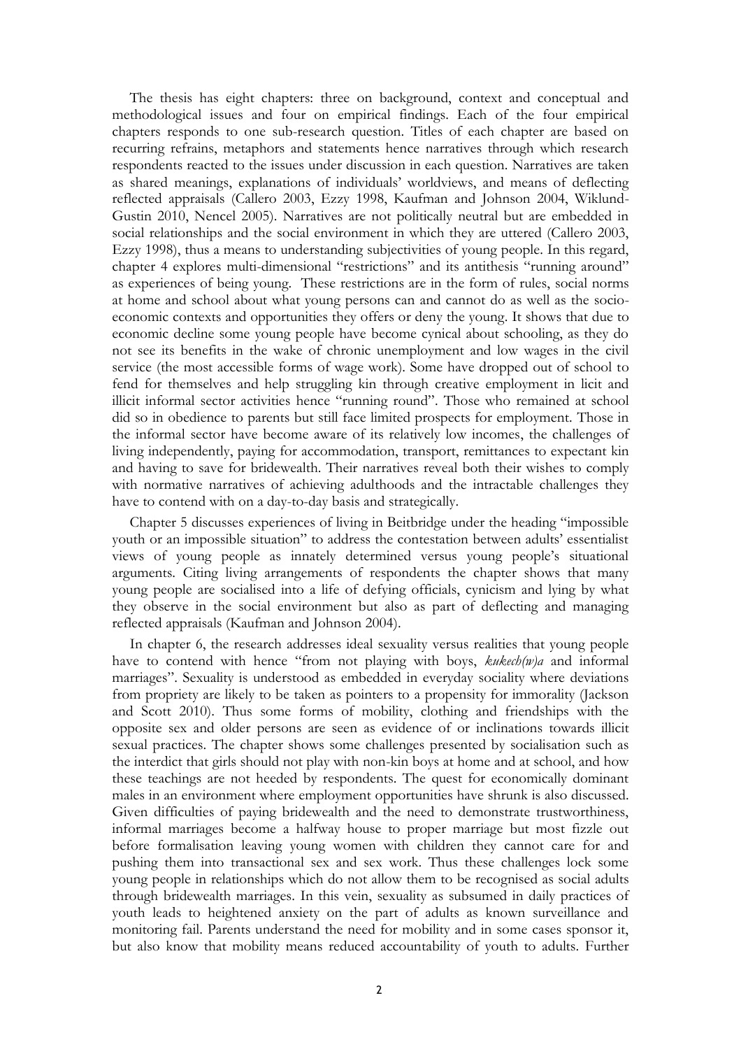The thesis has eight chapters: three on background, context and conceptual and methodological issues and four on empirical findings. Each of the four empirical chapters responds to one sub-research question. Titles of each chapter are based on recurring refrains, metaphors and statements hence narratives through which research respondents reacted to the issues under discussion in each question. Narratives are taken as shared meanings, explanations of individuals' worldviews, and means of deflecting reflected appraisals (Callero 2003, Ezzy 1998, Kaufman and Johnson 2004, Wiklund-Gustin 2010, Nencel 2005). Narratives are not politically neutral but are embedded in social relationships and the social environment in which they are uttered (Callero 2003, Ezzy 1998), thus a means to understanding subjectivities of young people. In this regard, chapter 4 explores multi-dimensional "restrictions" and its antithesis "running around" as experiences of being young. These restrictions are in the form of rules, social norms at home and school about what young persons can and cannot do as well as the socio-economic contexts and opportunities they offers or deny the young. It shows that due to economic decline some young people have become cynical about schooling, as they do not see its benefits in the wake of chronic unemployment and low wages in the civil service (the most accessible forms of wage work). Some have dropped out of school to fend for themselves and help struggling kin through creative employment in licit and illicit informal sector activities hence "running round". Those who remained at school did so in obedience to parents but still face limited prospects for employment. Those in the informal sector have become aware of its relatively low incomes, the challenges of living independently, paying for accommodation, transport, remittances to expectant kin and having to save for bridewealth. Their narratives reveal both their wishes to comply with normative narratives of achieving adulthoods and the intractable challenges they have to contend with on a day-to-day basis and strategically.

Chapter 5 discusses experiences of living in Beitbridge under the heading "impossible youth or an impossible situation" to address the contestation between adults' essentialist views of young people as innately determined versus young people's situational arguments. Citing living arrangements of respondents the chapter shows that many young people are socialised into a life of defying officials, cynicism and lying by what they observe in the social environment but also as part of deflecting and managing reflected appraisals (Kaufman and Johnson 2004).

In chapter 6, the research addresses ideal sexuality versus realities that young people have to contend with hence "from not playing with boys, *kukech(w)a* and informal marriages". Sexuality is understood as embedded in everyday sociality where deviations from propriety are likely to be taken as pointers to a propensity for immorality (Jackson and Scott 2010). Thus some forms of mobility, clothing and friendships with the opposite sex and older persons are seen as evidence of or inclinations towards illicit sexual practices. The chapter shows some challenges presented by socialisation such as the interdict that girls should not play with non-kin boys at home and at school, and how these teachings are not heeded by respondents. The quest for economically dominant males in an environment where employment opportunities have shrunk is also discussed. Given difficulties of paying bridewealth and the need to demonstrate trustworthiness, informal marriages become a halfway house to proper marriage but most fizzle out before formalisation leaving young women with children they cannot care for and pushing them into transactional sex and sex work. Thus these challenges lock some young people in relationships which do not allow them to be recognised as social adults through bridewealth marriages. In this vein, sexuality as subsumed in daily practices of youth leads to heightened anxiety on the part of adults as known surveillance and monitoring fail. Parents understand the need for mobility and in some cases sponsor it, but also know that mobility means reduced accountability of youth to adults. Further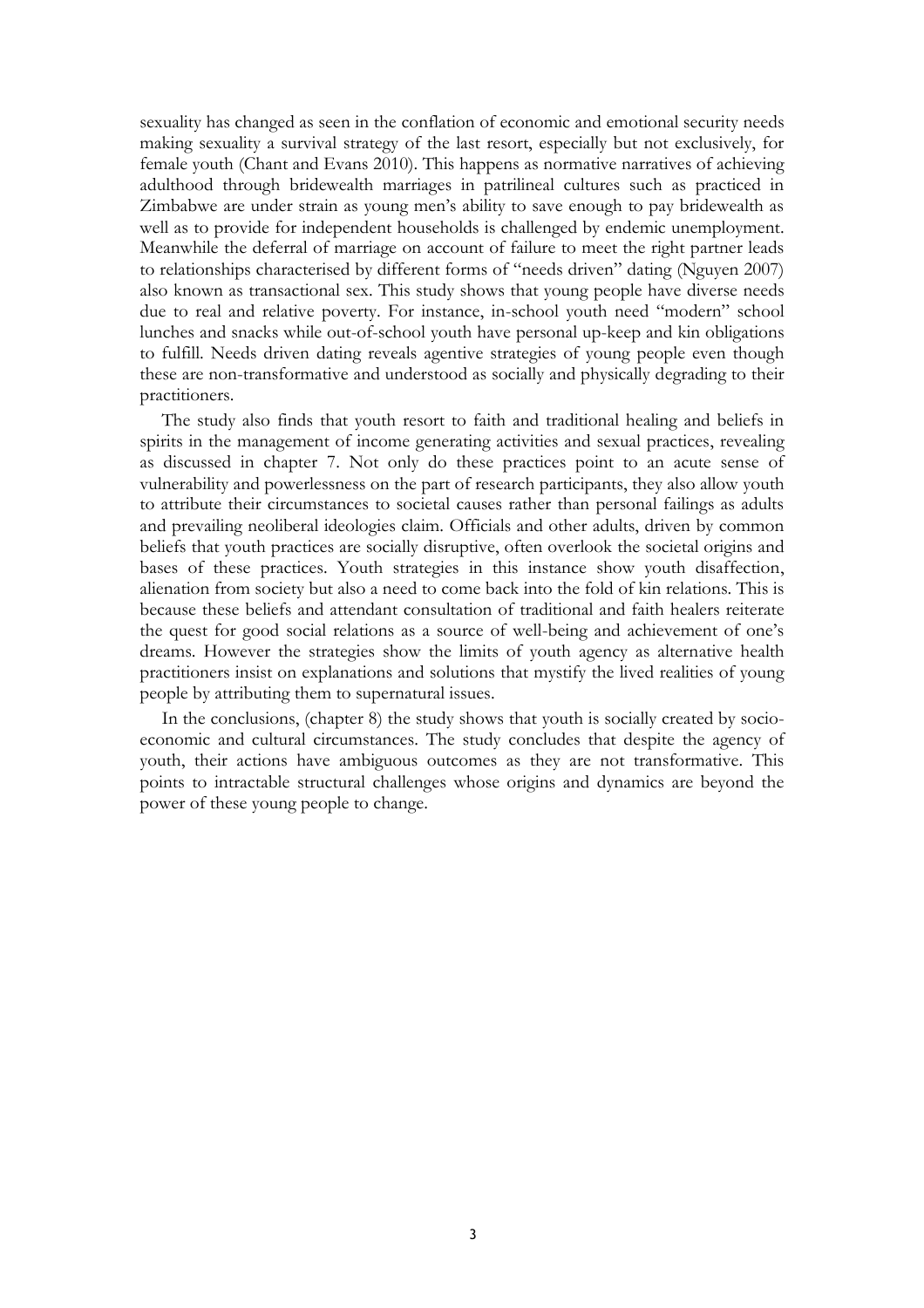sexuality has changed as seen in the conflation of economic and emotional security needs making sexuality a survival strategy of the last resort, especially but not exclusively, for female youth (Chant and Evans 2010). This happens as normative narratives of achieving adulthood through bridewealth marriages in patrilineal cultures such as practiced in Zimbabwe are under strain as young men's ability to save enough to pay bridewealth as well as to provide for independent households is challenged by endemic unemployment. Meanwhile the deferral of marriage on account of failure to meet the right partner leads to relationships characterised by different forms of "needs driven" dating (Nguyen 2007) also known as transactional sex. This study shows that young people have diverse needs due to real and relative poverty. For instance, in-school youth need "modern" school lunches and snacks while out-of-school youth have personal up-keep and kin obligations to fulfill. Needs driven dating reveals agentive strategies of young people even though these are non-transformative and understood as socially and physically degrading to their practitioners.

The study also finds that youth resort to faith and traditional healing and beliefs in spirits in the management of income generating activities and sexual practices, revealing as discussed in chapter 7. Not only do these practices point to an acute sense of vulnerability and powerlessness on the part of research participants, they also allow youth to attribute their circumstances to societal causes rather than personal failings as adults and prevailing neoliberal ideologies claim. Officials and other adults, driven by common beliefs that youth practices are socially disruptive, often overlook the societal origins and bases of these practices. Youth strategies in this instance show youth disaffection, alienation from society but also a need to come back into the fold of kin relations. This is because these beliefs and attendant consultation of traditional and faith healers reiterate the quest for good social relations as a source of well-being and achievement of one's dreams. However the strategies show the limits of youth agency as alternative health practitioners insist on explanations and solutions that mystify the lived realities of young people by attributing them to supernatural issues.

In the conclusions, (chapter 8) the study shows that youth is socially created by socio-economic and cultural circumstances. The study concludes that despite the agency of youth, their actions have ambiguous outcomes as they are not transformative. This points to intractable structural challenges whose origins and dynamics are beyond the power of these young people to change.